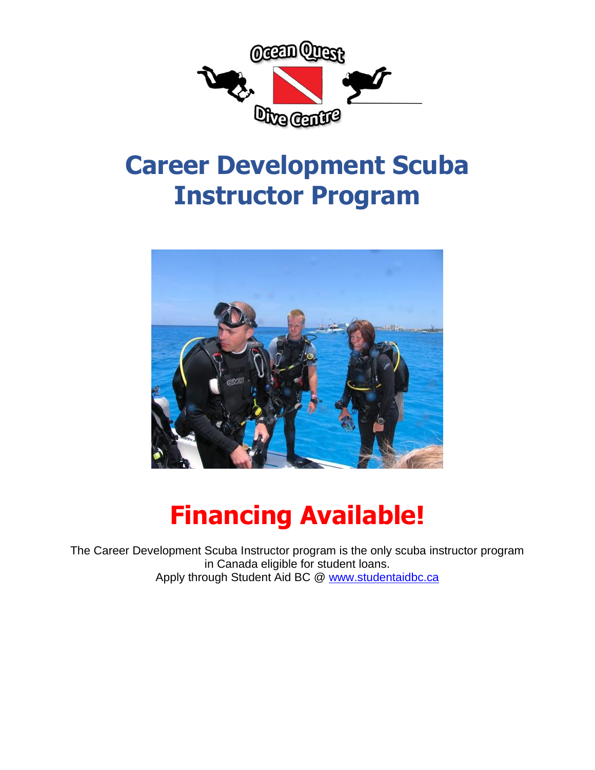Ocean Quest Dive Centre

# Career Development Scuba Instructor Program

## Financing Available!

The Career Development Scuba Instructor program is the only scuba instructor program in Canada eligible for student loans.
Apply through Student Aid BC @ [www.studentaidbc.ca](http://www.studentaidbc.ca)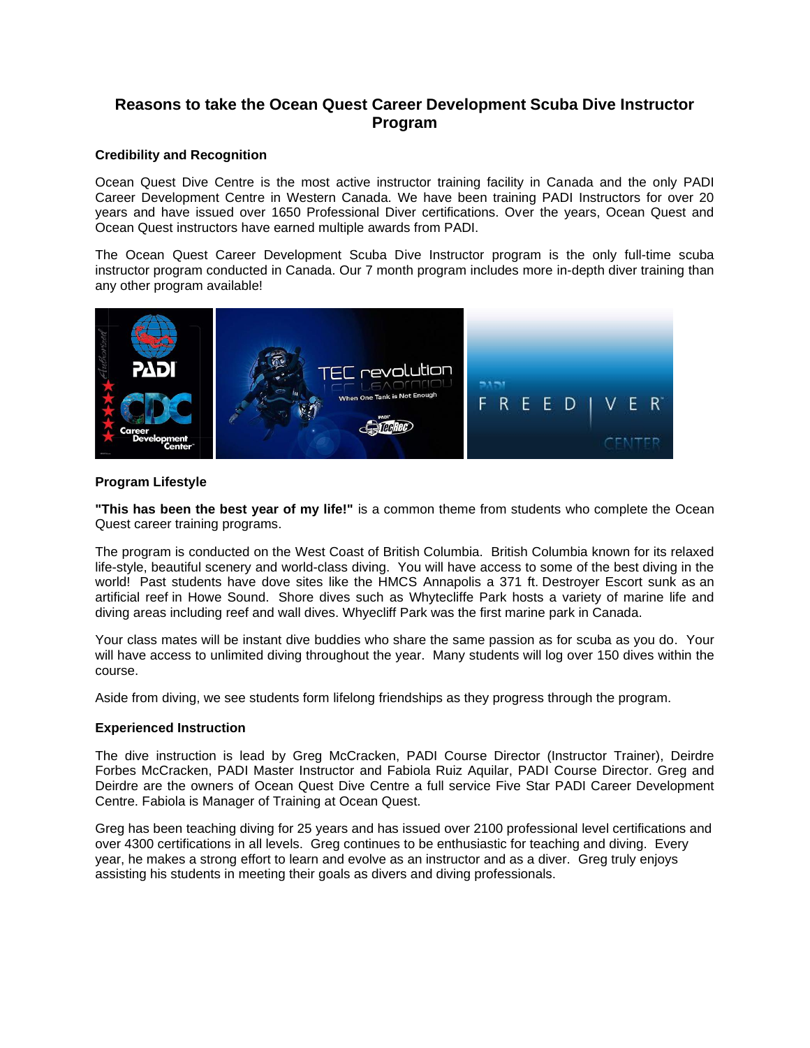## Reasons to take the Ocean Quest Career Development Scuba Dive Instructor Program

### Credibility and Recognition

Ocean Quest Dive Centre is the most active instructor training facility in Canada and the only PADI Career Development Centre in Western Canada. We have been training PADI Instructors for over 20 years and have issued over 1650 Professional Diver certifications. Over the years, Ocean Quest and Ocean Quest instructors have earned multiple awards from PADI.

The Ocean Quest Career Development Scuba Dive Instructor program is the only full-time scuba instructor program conducted in Canada. Our 7 month program includes more in-depth diver training than any other program available!

### Program Lifestyle

**"This has been the best year of my life!"** is a common theme from students who complete the Ocean Quest career training programs.

The program is conducted on the West Coast of British Columbia. British Columbia known for its relaxed life-style, beautiful scenery and world-class diving. You will have access to some of the best diving in the world! Past students have dove sites like the HMCS Annapolis a 371 ft. Destroyer Escort sunk as an artificial reef in Howe Sound. Shore dives such as Whytecliffe Park hosts a variety of marine life and diving areas including reef and wall dives. Whyecliff Park was the first marine park in Canada.

Your class mates will be instant dive buddies who share the same passion as for scuba as you do. Your will have access to unlimited diving throughout the year. Many students will log over 150 dives within the course.

Aside from diving, we see students form lifelong friendships as they progress through the program.

### Experienced Instruction

The dive instruction is lead by Greg McCracken, PADI Course Director (Instructor Trainer), Deirdre Forbes McCracken, PADI Master Instructor and Fabiola Ruiz Aquilar, PADI Course Director. Greg and Deirdre are the owners of Ocean Quest Dive Centre a full service Five Star PADI Career Development Centre. Fabiola is Manager of Training at Ocean Quest.

Greg has been teaching diving for 25 years and has issued over 2100 professional level certifications and over 4300 certifications in all levels. Greg continues to be enthusiastic for teaching and diving. Every year, he makes a strong effort to learn and evolve as an instructor and as a diver. Greg truly enjoys assisting his students in meeting their goals as divers and diving professionals.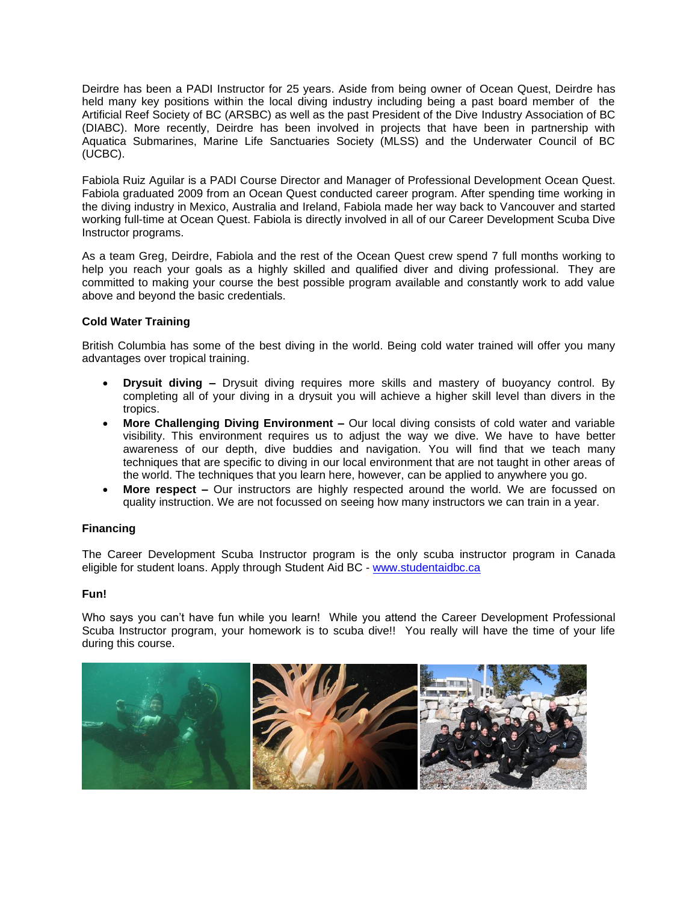Deirdre has been a PADI Instructor for 25 years. Aside from being owner of Ocean Quest, Deirdre has held many key positions within the local diving industry including being a past board member of the Artificial Reef Society of BC (ARSBC) as well as the past President of the Dive Industry Association of BC (DIABC). More recently, Deirdre has been involved in projects that have been in partnership with Aquatica Submarines, Marine Life Sanctuaries Society (MLSS) and the Underwater Council of BC (UCBC).

Fabiola Ruiz Aguilar is a PADI Course Director and Manager of Professional Development Ocean Quest. Fabiola graduated 2009 from an Ocean Quest conducted career program. After spending time working in the diving industry in Mexico, Australia and Ireland, Fabiola made her way back to Vancouver and started working full-time at Ocean Quest. Fabiola is directly involved in all of our Career Development Scuba Dive Instructor programs.

As a team Greg, Deirdre, Fabiola and the rest of the Ocean Quest crew spend 7 full months working to help you reach your goals as a highly skilled and qualified diver and diving professional. They are committed to making your course the best possible program available and constantly work to add value above and beyond the basic credentials.

**Cold Water Training**

British Columbia has some of the best diving in the world. Being cold water trained will offer you many advantages over tropical training.

- **Drysuit diving –** Drysuit diving requires more skills and mastery of buoyancy control. By completing all of your diving in a drysuit you will achieve a higher skill level than divers in the tropics.
- **More Challenging Diving Environment –** Our local diving consists of cold water and variable visibility. This environment requires us to adjust the way we dive. We have to have better awareness of our depth, dive buddies and navigation. You will find that we teach many techniques that are specific to diving in our local environment that are not taught in other areas of the world. The techniques that you learn here, however, can be applied to anywhere you go.
- **More respect –** Our instructors are highly respected around the world. We are focussed on quality instruction. We are not focussed on seeing how many instructors we can train in a year.

**Financing**

The Career Development Scuba Instructor program is the only scuba instructor program in Canada eligible for student loans. Apply through Student Aid BC - www.studentaidbc.ca

**Fun!**

Who says you can't have fun while you learn! While you attend the Career Development Professional Scuba Instructor program, your homework is to scuba dive!! You really will have the time of your life during this course.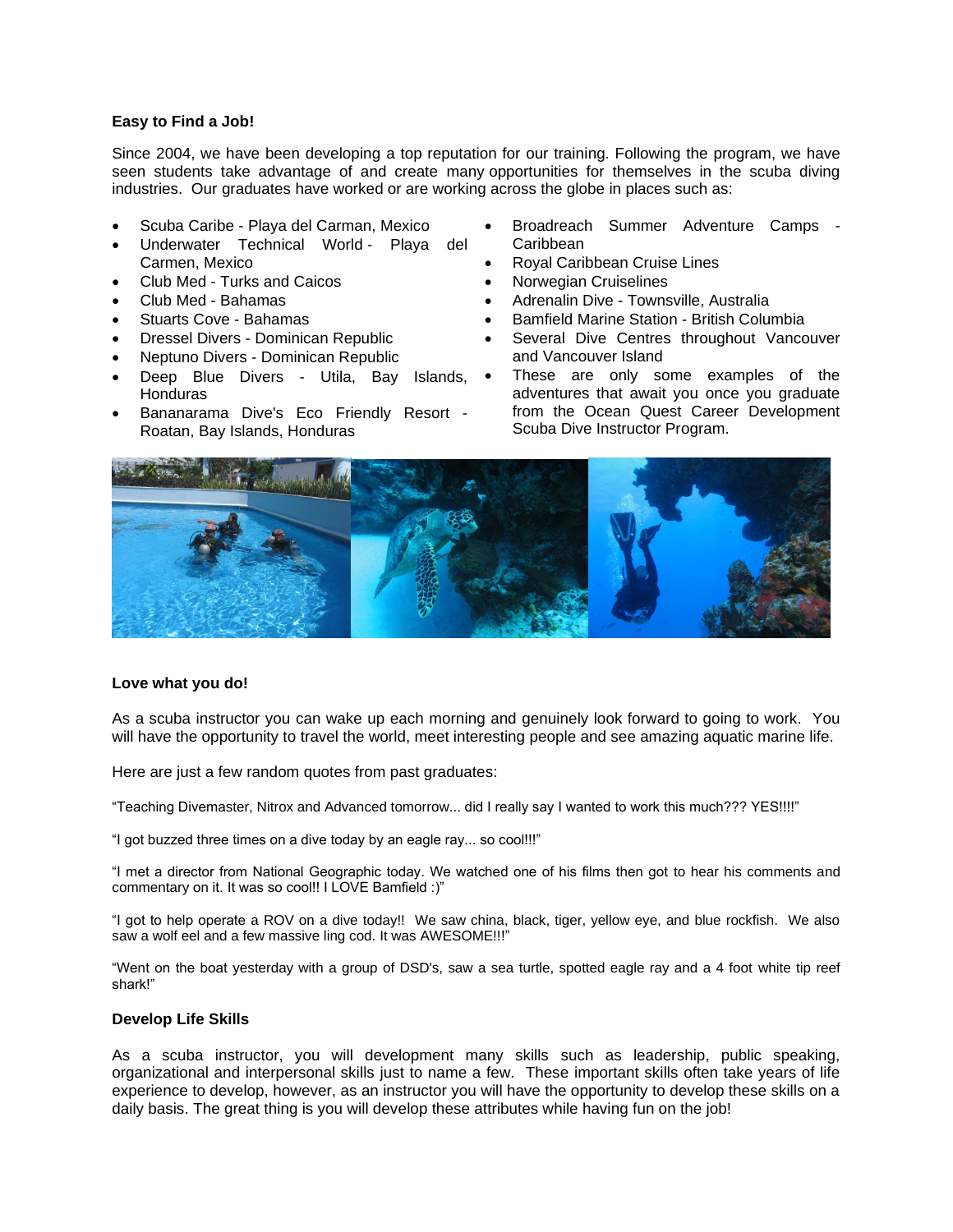**Easy to Find a Job!**

Since 2004, we have been developing a top reputation for our training. Following the program, we have seen students take advantage of and create many opportunities for themselves in the scuba diving industries. Our graduates have worked or are working across the globe in places such as:

- Scuba Caribe - Playa del Carman, Mexico
- Underwater Technical World - Playa del Carmen, Mexico
- Club Med - Turks and Caicos
- Club Med - Bahamas
- Stuarts Cove - Bahamas
- Dressel Divers - Dominican Republic
- Neptuno Divers - Dominican Republic
- Deep Blue Divers - Utila, Bay Islands, Honduras
- Bananarama Dive's Eco Friendly Resort - Roatan, Bay Islands, Honduras
- Broadreach Summer Adventure Camps - Caribbean
- Royal Caribbean Cruise Lines
- Norwegian Cruiselines
- Adrenalin Dive - Townsville, Australia
- Bamfield Marine Station - British Columbia
- Several Dive Centres throughout Vancouver and Vancouver Island
- These are only some examples of the adventures that await you once you graduate from the Ocean Quest Career Development Scuba Dive Instructor Program.

**Love what you do!**

As a scuba instructor you can wake up each morning and genuinely look forward to going to work. You will have the opportunity to travel the world, meet interesting people and see amazing aquatic marine life.

Here are just a few random quotes from past graduates:

"Teaching Divemaster, Nitrox and Advanced tomorrow... did I really say I wanted to work this much??? YES!!!!"

"I got buzzed three times on a dive today by an eagle ray... so cool!!!"

"I met a director from National Geographic today. We watched one of his films then got to hear his comments and commentary on it. It was so cool!! I LOVE Bamfield :)"

"I got to help operate a ROV on a dive today!! We saw china, black, tiger, yellow eye, and blue rockfish. We also saw a wolf eel and a few massive ling cod. It was AWESOME!!!"

"Went on the boat yesterday with a group of DSD's, saw a sea turtle, spotted eagle ray and a 4 foot white tip reef shark!"

**Develop Life Skills**

As a scuba instructor, you will development many skills such as leadership, public speaking, organizational and interpersonal skills just to name a few. These important skills often take years of life experience to develop, however, as an instructor you will have the opportunity to develop these skills on a daily basis. The great thing is you will develop these attributes while having fun on the job!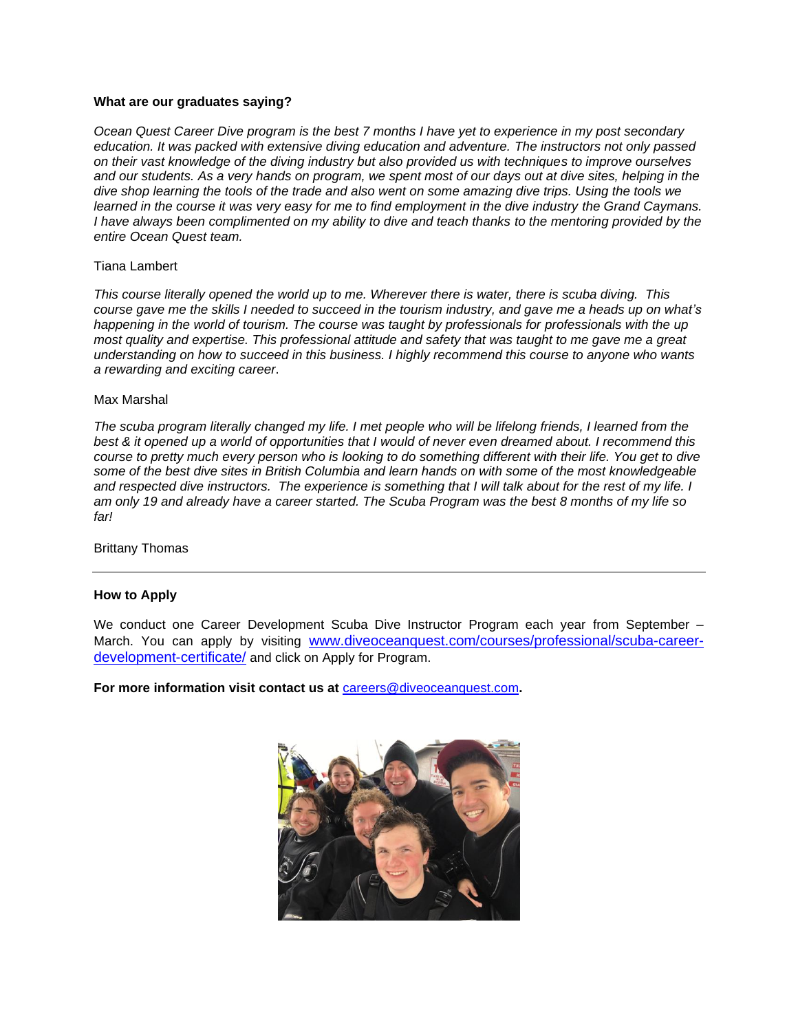**What are our graduates saying?**

*Ocean Quest Career Dive program is the best 7 months I have yet to experience in my post secondary education. It was packed with extensive diving education and adventure. The instructors not only passed on their vast knowledge of the diving industry but also provided us with techniques to improve ourselves and our students. As a very hands on program, we spent most of our days out at dive sites, helping in the dive shop learning the tools of the trade and also went on some amazing dive trips. Using the tools we learned in the course it was very easy for me to find employment in the dive industry the Grand Caymans. I have always been complimented on my ability to dive and teach thanks to the mentoring provided by the entire Ocean Quest team.*

Tiana Lambert

*This course literally opened the world up to me. Wherever there is water, there is scuba diving. This course gave me the skills I needed to succeed in the tourism industry, and gave me a heads up on what's happening in the world of tourism. The course was taught by professionals for professionals with the up most quality and expertise. This professional attitude and safety that was taught to me gave me a great understanding on how to succeed in this business. I highly recommend this course to anyone who wants a rewarding and exciting career*.

Max Marshal

*The scuba program literally changed my life. I met people who will be lifelong friends, I learned from the best & it opened up a world of opportunities that I would of never even dreamed about. I recommend this course to pretty much every person who is looking to do something different with their life. You get to dive some of the best dive sites in British Columbia and learn hands on with some of the most knowledgeable and respected dive instructors. The experience is something that I will talk about for the rest of my life. I am only 19 and already have a career started. The Scuba Program was the best 8 months of my life so far!*

Brittany Thomas

---

**How to Apply**

We conduct one Career Development Scuba Dive Instructor Program each year from September – March. You can apply by visiting [www.diveoceanquest.com/courses/professional/scuba-career-development-certificate/](www.diveoceanquest.com/courses/professional/scuba-career-development-certificate/) and click on Apply for Program.

**For more information visit contact us at** [careers@diveoceanquest.com](mailto:careers@diveoceanquest.com)**.**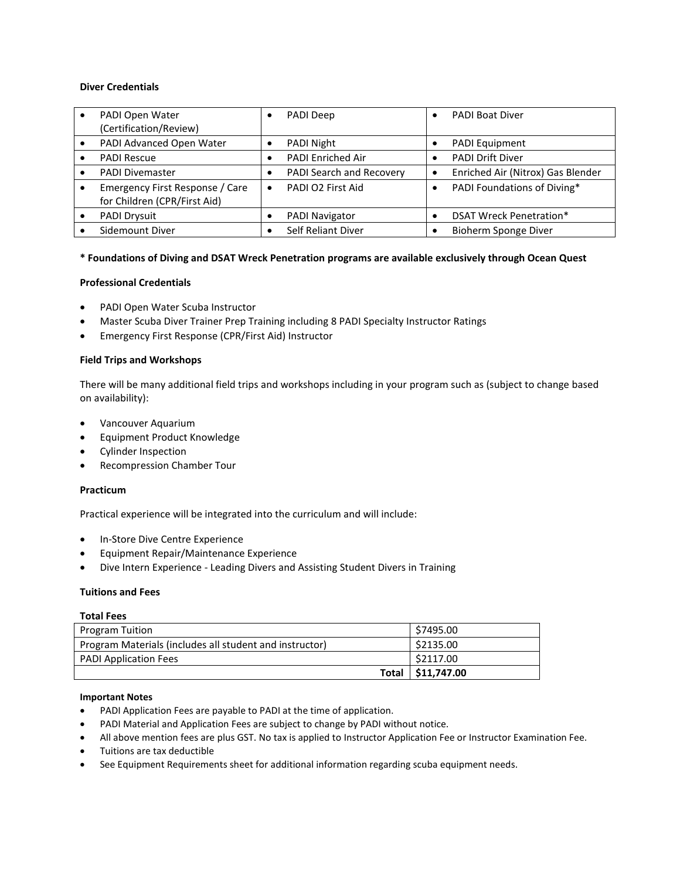**Diver Credentials**

| | | |
|---|---|---|
| • PADI Open Water (Certification/Review) | • PADI Deep | • PADI Boat Diver |
| • PADI Advanced Open Water | • PADI Night | • PADI Equipment |
| • PADI Rescue | • PADI Enriched Air | • PADI Drift Diver |
| • PADI Divemaster | • PADI Search and Recovery | • Enriched Air (Nitrox) Gas Blender |
| • Emergency First Response / Care for Children (CPR/First Aid) | • PADI O2 First Aid | • PADI Foundations of Diving* |
| • PADI Drysuit | • PADI Navigator | • DSAT Wreck Penetration* |
| • Sidemount Diver | • Self Reliant Diver | • Bioherm Sponge Diver |

**\* Foundations of Diving and DSAT Wreck Penetration programs are available exclusively through Ocean Quest**

**Professional Credentials**

- PADI Open Water Scuba Instructor
- Master Scuba Diver Trainer Prep Training including 8 PADI Specialty Instructor Ratings
- Emergency First Response (CPR/First Aid) Instructor

**Field Trips and Workshops**

There will be many additional field trips and workshops including in your program such as (subject to change based on availability):

- Vancouver Aquarium
- Equipment Product Knowledge
- Cylinder Inspection
- Recompression Chamber Tour

**Practicum**

Practical experience will be integrated into the curriculum and will include:

- In-Store Dive Centre Experience
- Equipment Repair/Maintenance Experience
- Dive Intern Experience - Leading Divers and Assisting Student Divers in Training

**Tuitions and Fees**

**Total Fees**

| | |
|---|---|
| Program Tuition | $7495.00 |
| Program Materials (includes all student and instructor) | $2135.00 |
| PADI Application Fees | $2117.00 |
| **Total** | **$11,747.00** |

**Important Notes**

- PADI Application Fees are payable to PADI at the time of application.
- PADI Material and Application Fees are subject to change by PADI without notice.
- All above mention fees are plus GST. No tax is applied to Instructor Application Fee or Instructor Examination Fee.
- Tuitions are tax deductible
- See Equipment Requirements sheet for additional information regarding scuba equipment needs.